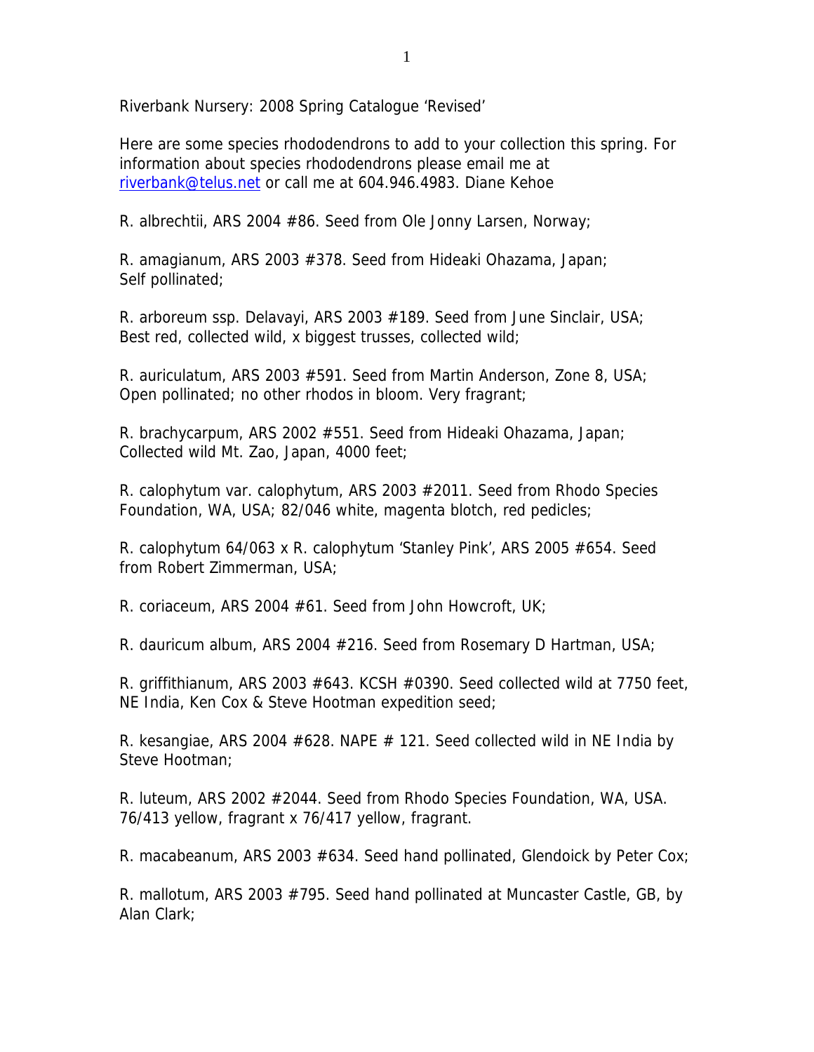Riverbank Nursery: 2008 Spring Catalogue 'Revised'

Here are some species rhododendrons to add to your collection this spring. For information about species rhododendrons please email me at riverbank@telus.net or call me at 604.946.4983. Diane Kehoe

R. albrechtii, ARS 2004 #86. Seed from Ole Jonny Larsen, Norway;

R. amagianum, ARS 2003 #378. Seed from Hideaki Ohazama, Japan; Self pollinated;

R. arboreum ssp. Delavayi, ARS 2003 #189. Seed from June Sinclair, USA; Best red, collected wild, x biggest trusses, collected wild;

R. auriculatum, ARS 2003 #591. Seed from Martin Anderson, Zone 8, USA; Open pollinated; no other rhodos in bloom. Very fragrant;

R. brachycarpum, ARS 2002 #551. Seed from Hideaki Ohazama, Japan; Collected wild Mt. Zao, Japan, 4000 feet;

R. calophytum var. calophytum, ARS 2003 #2011. Seed from Rhodo Species Foundation, WA, USA; 82/046 white, magenta blotch, red pedicles;

R. calophytum 64/063 x R. calophytum 'Stanley Pink', ARS 2005 #654. Seed from Robert Zimmerman, USA;

R. coriaceum, ARS 2004 #61. Seed from John Howcroft, UK;

R. dauricum album, ARS 2004 #216. Seed from Rosemary D Hartman, USA;

R. griffithianum, ARS 2003 #643. KCSH #0390. Seed collected wild at 7750 feet, NE India, Ken Cox & Steve Hootman expedition seed;

R. kesangiae, ARS 2004 #628. NAPE # 121. Seed collected wild in NE India by Steve Hootman;

R. luteum, ARS 2002 #2044. Seed from Rhodo Species Foundation, WA, USA. 76/413 yellow, fragrant x 76/417 yellow, fragrant.

R. macabeanum, ARS 2003 #634. Seed hand pollinated, Glendoick by Peter Cox;

R. mallotum, ARS 2003 #795. Seed hand pollinated at Muncaster Castle, GB, by Alan Clark;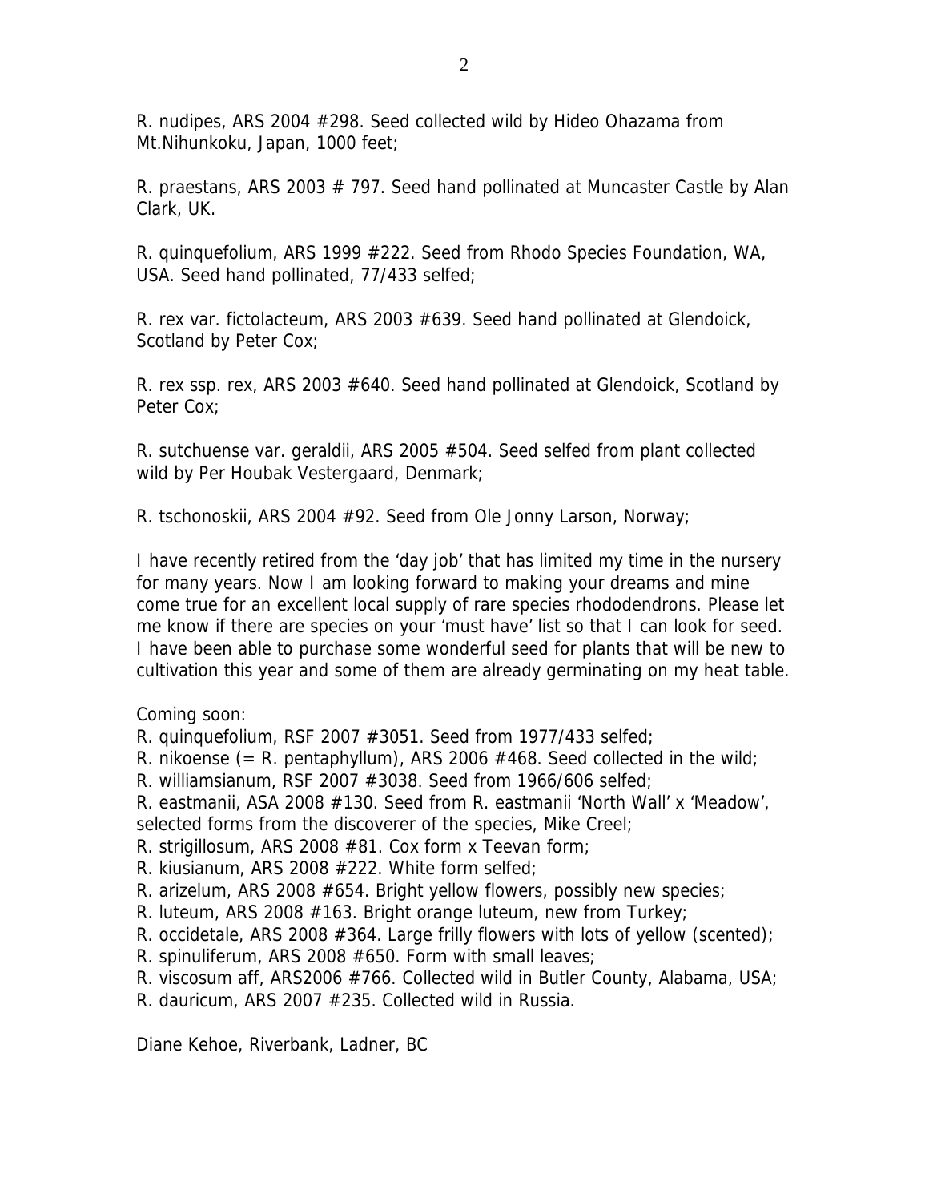R. nudipes, ARS 2004 #298. Seed collected wild by Hideo Ohazama from Mt.Nihunkoku, Japan, 1000 feet;

R. praestans, ARS 2003 # 797. Seed hand pollinated at Muncaster Castle by Alan Clark, UK.

R. quinquefolium, ARS 1999 #222. Seed from Rhodo Species Foundation, WA, USA. Seed hand pollinated, 77/433 selfed;

R. rex var. fictolacteum, ARS 2003 #639. Seed hand pollinated at Glendoick, Scotland by Peter Cox;

R. rex ssp. rex, ARS 2003 #640. Seed hand pollinated at Glendoick, Scotland by Peter Cox;

R. sutchuense var. geraldii, ARS 2005 #504. Seed selfed from plant collected wild by Per Houbak Vestergaard, Denmark;

R. tschonoskii, ARS 2004 #92. Seed from Ole Jonny Larson, Norway;

I have recently retired from the 'day job' that has limited my time in the nursery for many years. Now I am looking forward to making your dreams and mine come true for an excellent local supply of rare species rhododendrons. Please let me know if there are species on your 'must have' list so that I can look for seed. I have been able to purchase some wonderful seed for plants that will be new to cultivation this year and some of them are already germinating on my heat table.

Coming soon:
R. quinquefolium, RSF 2007 #3051. Seed from 1977/433 selfed;
R. nikoense (= R. pentaphyllum), ARS 2006 #468. Seed collected in the wild;
R. williamsianum, RSF 2007 #3038. Seed from 1966/606 selfed;
R. eastmanii, ASA 2008 #130. Seed from R. eastmanii 'North Wall' x 'Meadow', selected forms from the discoverer of the species, Mike Creel;
R. strigillosum, ARS 2008 #81. Cox form x Teevan form;
R. kiusianum, ARS 2008 #222. White form selfed;
R. arizelum, ARS 2008 #654. Bright yellow flowers, possibly new species;
R. luteum, ARS 2008 #163. Bright orange luteum, new from Turkey;
R. occidetale, ARS 2008 #364. Large frilly flowers with lots of yellow (scented);
R. spinuliferum, ARS 2008 #650. Form with small leaves;
R. viscosum aff, ARS2006 #766. Collected wild in Butler County, Alabama, USA;
R. dauricum, ARS 2007 #235. Collected wild in Russia.

Diane Kehoe, Riverbank, Ladner, BC